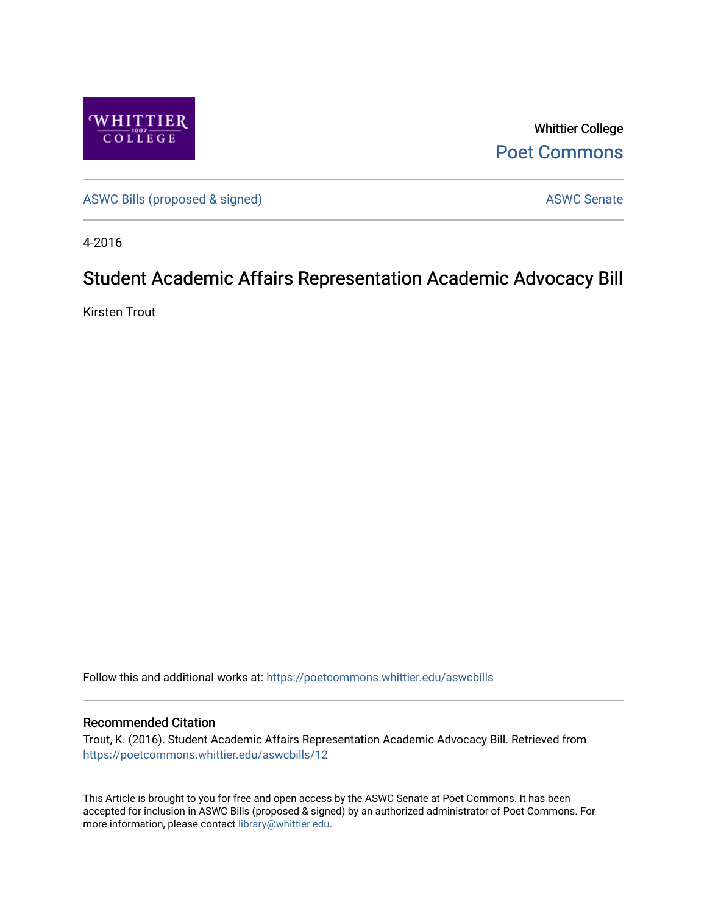WHITTIER 1887 COLLEGE

Whittier College
Poet Commons

ASWC Bills (proposed & signed)

ASWC Senate

4-2016

# Student Academic Affairs Representation Academic Advocacy Bill

Kirsten Trout

Follow this and additional works at: https://poetcommons.whittier.edu/aswcbills

## Recommended Citation

Trout, K. (2016). Student Academic Affairs Representation Academic Advocacy Bill. Retrieved from https://poetcommons.whittier.edu/aswcbills/12

This Article is brought to you for free and open access by the ASWC Senate at Poet Commons. It has been accepted for inclusion in ASWC Bills (proposed & signed) by an authorized administrator of Poet Commons. For more information, please contact library@whittier.edu.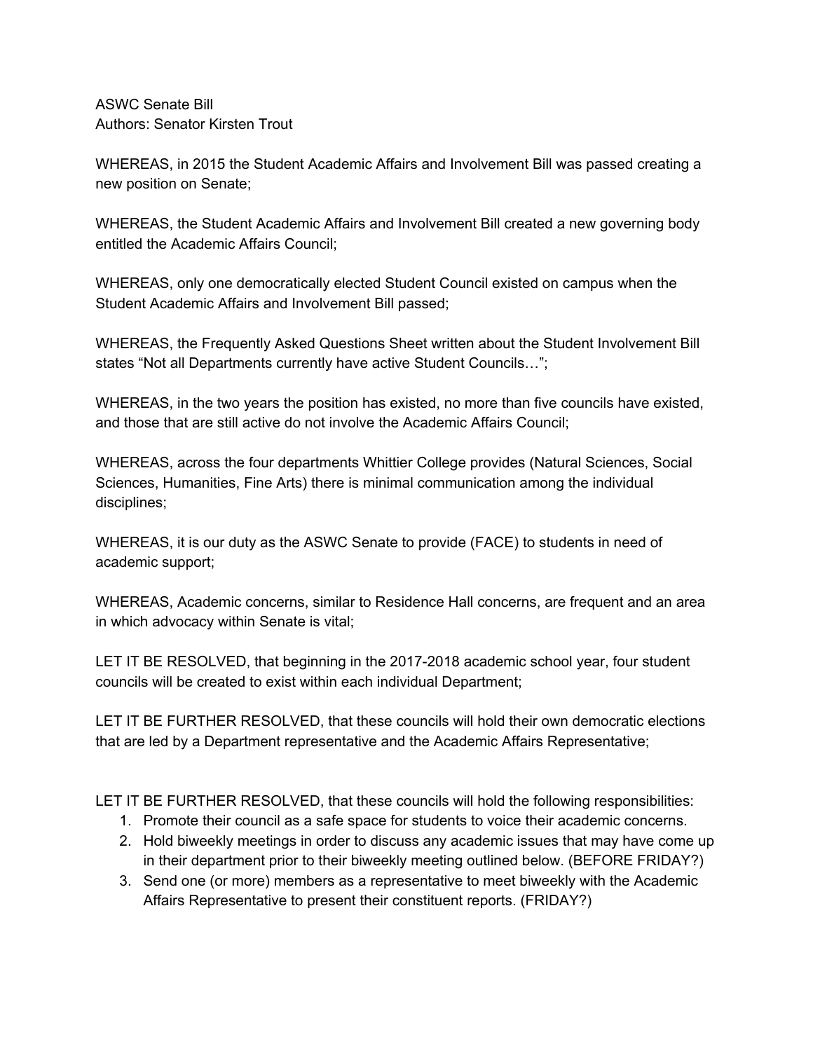ASWC Senate Bill
Authors: Senator Kirsten Trout

WHEREAS, in 2015 the Student Academic Affairs and Involvement Bill was passed creating a new position on Senate;

WHEREAS, the Student Academic Affairs and Involvement Bill created a new governing body entitled the Academic Affairs Council;

WHEREAS, only one democratically elected Student Council existed on campus when the Student Academic Affairs and Involvement Bill passed;

WHEREAS, the Frequently Asked Questions Sheet written about the Student Involvement Bill states "Not all Departments currently have active Student Councils…";

WHEREAS, in the two years the position has existed, no more than five councils have existed, and those that are still active do not involve the Academic Affairs Council;

WHEREAS, across the four departments Whittier College provides (Natural Sciences, Social Sciences, Humanities, Fine Arts) there is minimal communication among the individual disciplines;

WHEREAS, it is our duty as the ASWC Senate to provide (FACE) to students in need of academic support;

WHEREAS, Academic concerns, similar to Residence Hall concerns, are frequent and an area in which advocacy within Senate is vital;

LET IT BE RESOLVED, that beginning in the 2017-2018 academic school year, four student councils will be created to exist within each individual Department;

LET IT BE FURTHER RESOLVED, that these councils will hold their own democratic elections that are led by a Department representative and the Academic Affairs Representative;

LET IT BE FURTHER RESOLVED, that these councils will hold the following responsibilities:

1. Promote their council as a safe space for students to voice their academic concerns.
2. Hold biweekly meetings in order to discuss any academic issues that may have come up in their department prior to their biweekly meeting outlined below. (BEFORE FRIDAY?)
3. Send one (or more) members as a representative to meet biweekly with the Academic Affairs Representative to present their constituent reports. (FRIDAY?)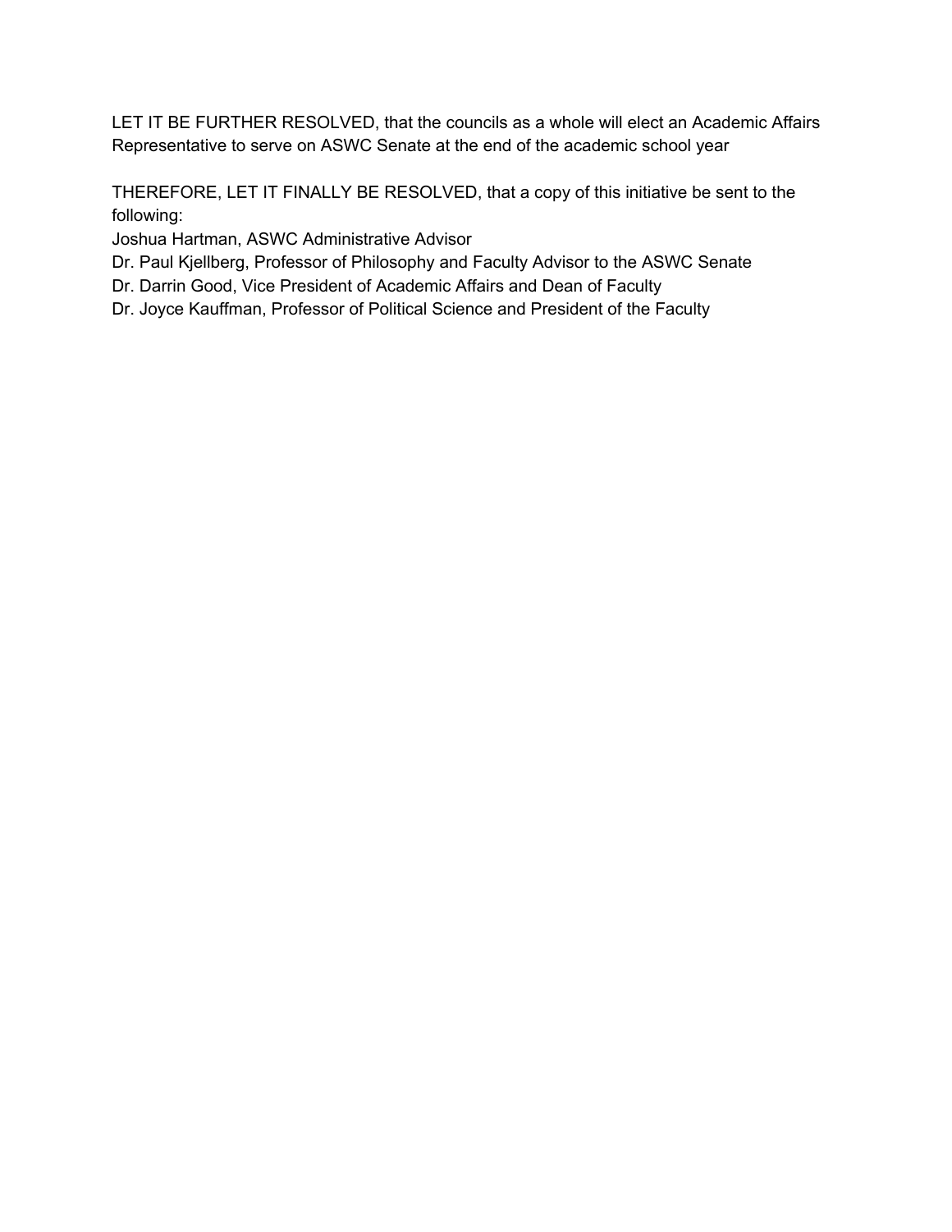LET IT BE FURTHER RESOLVED, that the councils as a whole will elect an Academic Affairs Representative to serve on ASWC Senate at the end of the academic school year

THEREFORE, LET IT FINALLY BE RESOLVED, that a copy of this initiative be sent to the following:

Joshua Hartman, ASWC Administrative Advisor  
Dr. Paul Kjellberg, Professor of Philosophy and Faculty Advisor to the ASWC Senate  
Dr. Darrin Good, Vice President of Academic Affairs and Dean of Faculty  
Dr. Joyce Kauffman, Professor of Political Science and President of the Faculty